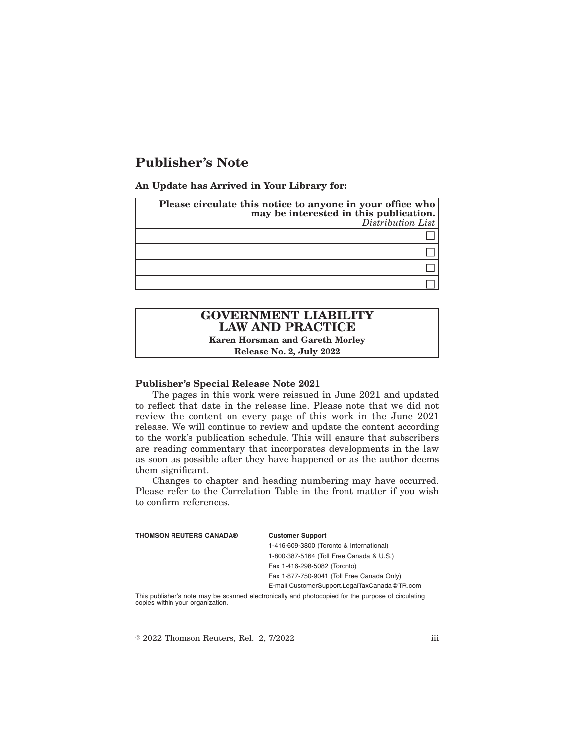# Publisher's Note

**An Update has Arrived in Your Library for:**

| **Please circulate this notice to anyone in your office who may be interested in this publication.** *Distribution List* |
| --- |
| ☐ |
| ☐ |
| ☐ |
| ☐ |

## GOVERNMENT LIABILITY LAW AND PRACTICE

**Karen Horsman and Gareth Morley**

**Release No. 2, July 2022**

**Publisher's Special Release Note 2021**

The pages in this work were reissued in June 2021 and updated to reflect that date in the release line. Please note that we did not review the content on every page of this work in the June 2021 release. We will continue to review and update the content according to the work's publication schedule. This will ensure that subscribers are reading commentary that incorporates developments in the law as soon as possible after they have happened or as the author deems them significant.

Changes to chapter and heading numbering may have occurred. Please refer to the Correlation Table in the front matter if you wish to confirm references.

| **THOMSON REUTERS CANADA®** | **Customer Support** |
| --- | --- |
| | 1-416-609-3800 (Toronto & International) |
| | 1-800-387-5164 (Toll Free Canada & U.S.) |
| | Fax 1-416-298-5082 (Toronto) |
| | Fax 1-877-750-9041 (Toll Free Canada Only) |
| | E-mail CustomerSupport.LegalTaxCanada@TR.com |

This publisher's note may be scanned electronically and photocopied for the purpose of circulating copies within your organization.

© 2022 Thomson Reuters, Rel. 2, 7/2022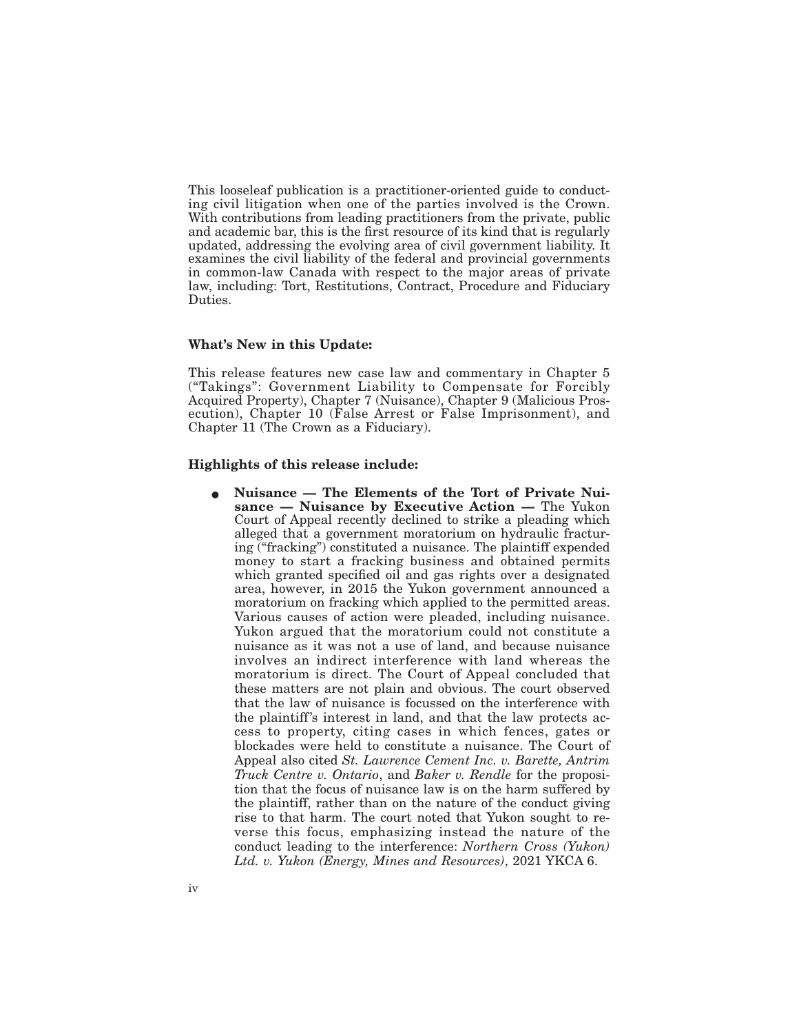This looseleaf publication is a practitioner-oriented guide to conducting civil litigation when one of the parties involved is the Crown. With contributions from leading practitioners from the private, public and academic bar, this is the first resource of its kind that is regularly updated, addressing the evolving area of civil government liability. It examines the civil liability of the federal and provincial governments in common-law Canada with respect to the major areas of private law, including: Tort, Restitutions, Contract, Procedure and Fiduciary Duties.

**What's New in this Update:**

This release features new case law and commentary in Chapter 5 ("Takings": Government Liability to Compensate for Forcibly Acquired Property), Chapter 7 (Nuisance), Chapter 9 (Malicious Prosecution), Chapter 10 (False Arrest or False Imprisonment), and Chapter 11 (The Crown as a Fiduciary).

**Highlights of this release include:**

- **Nuisance — The Elements of the Tort of Private Nuisance — Nuisance by Executive Action —** The Yukon Court of Appeal recently declined to strike a pleading which alleged that a government moratorium on hydraulic fracturing ("fracking") constituted a nuisance. The plaintiff expended money to start a fracking business and obtained permits which granted specified oil and gas rights over a designated area, however, in 2015 the Yukon government announced a moratorium on fracking which applied to the permitted areas. Various causes of action were pleaded, including nuisance. Yukon argued that the moratorium could not constitute a nuisance as it was not a use of land, and because nuisance involves an indirect interference with land whereas the moratorium is direct. The Court of Appeal concluded that these matters are not plain and obvious. The court observed that the law of nuisance is focussed on the interference with the plaintiff's interest in land, and that the law protects access to property, citing cases in which fences, gates or blockades were held to constitute a nuisance. The Court of Appeal also cited *St. Lawrence Cement Inc. v. Barette, Antrim Truck Centre v. Ontario*, and *Baker v. Rendle* for the proposition that the focus of nuisance law is on the harm suffered by the plaintiff, rather than on the nature of the conduct giving rise to that harm. The court noted that Yukon sought to reverse this focus, emphasizing instead the nature of the conduct leading to the interference: *Northern Cross (Yukon) Ltd. v. Yukon (Energy, Mines and Resources)*, 2021 YKCA 6.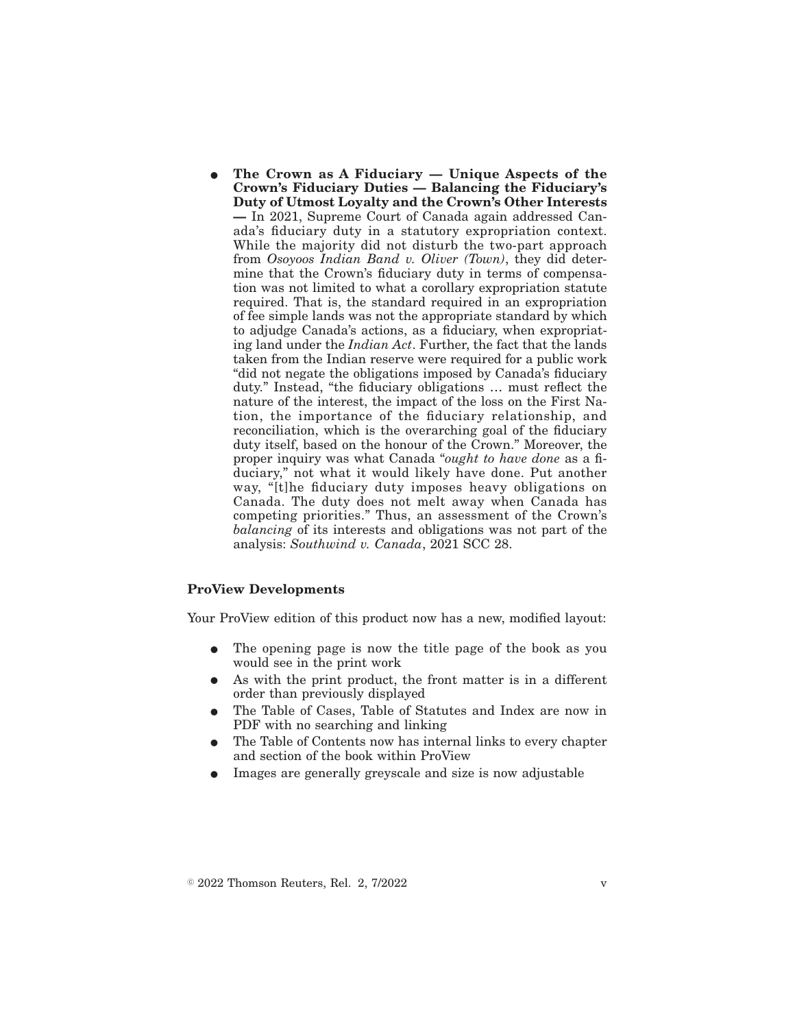- **The Crown as A Fiduciary — Unique Aspects of the Crown's Fiduciary Duties — Balancing the Fiduciary's Duty of Utmost Loyalty and the Crown's Other Interests —** In 2021, Supreme Court of Canada again addressed Canada's fiduciary duty in a statutory expropriation context. While the majority did not disturb the two-part approach from *Osoyoos Indian Band v. Oliver (Town)*, they did determine that the Crown's fiduciary duty in terms of compensation was not limited to what a corollary expropriation statute required. That is, the standard required in an expropriation of fee simple lands was not the appropriate standard by which to adjudge Canada's actions, as a fiduciary, when expropriating land under the *Indian Act*. Further, the fact that the lands taken from the Indian reserve were required for a public work "did not negate the obligations imposed by Canada's fiduciary duty." Instead, "the fiduciary obligations … must reflect the nature of the interest, the impact of the loss on the First Nation, the importance of the fiduciary relationship, and reconciliation, which is the overarching goal of the fiduciary duty itself, based on the honour of the Crown." Moreover, the proper inquiry was what Canada "*ought to have done* as a fiduciary," not what it would likely have done. Put another way, "[t]he fiduciary duty imposes heavy obligations on Canada. The duty does not melt away when Canada has competing priorities." Thus, an assessment of the Crown's *balancing* of its interests and obligations was not part of the analysis: *Southwind v. Canada*, 2021 SCC 28.

## ProView Developments

Your ProView edition of this product now has a new, modified layout:

- The opening page is now the title page of the book as you would see in the print work
- As with the print product, the front matter is in a different order than previously displayed
- The Table of Cases, Table of Statutes and Index are now in PDF with no searching and linking
- The Table of Contents now has internal links to every chapter and section of the book within ProView
- Images are generally greyscale and size is now adjustable